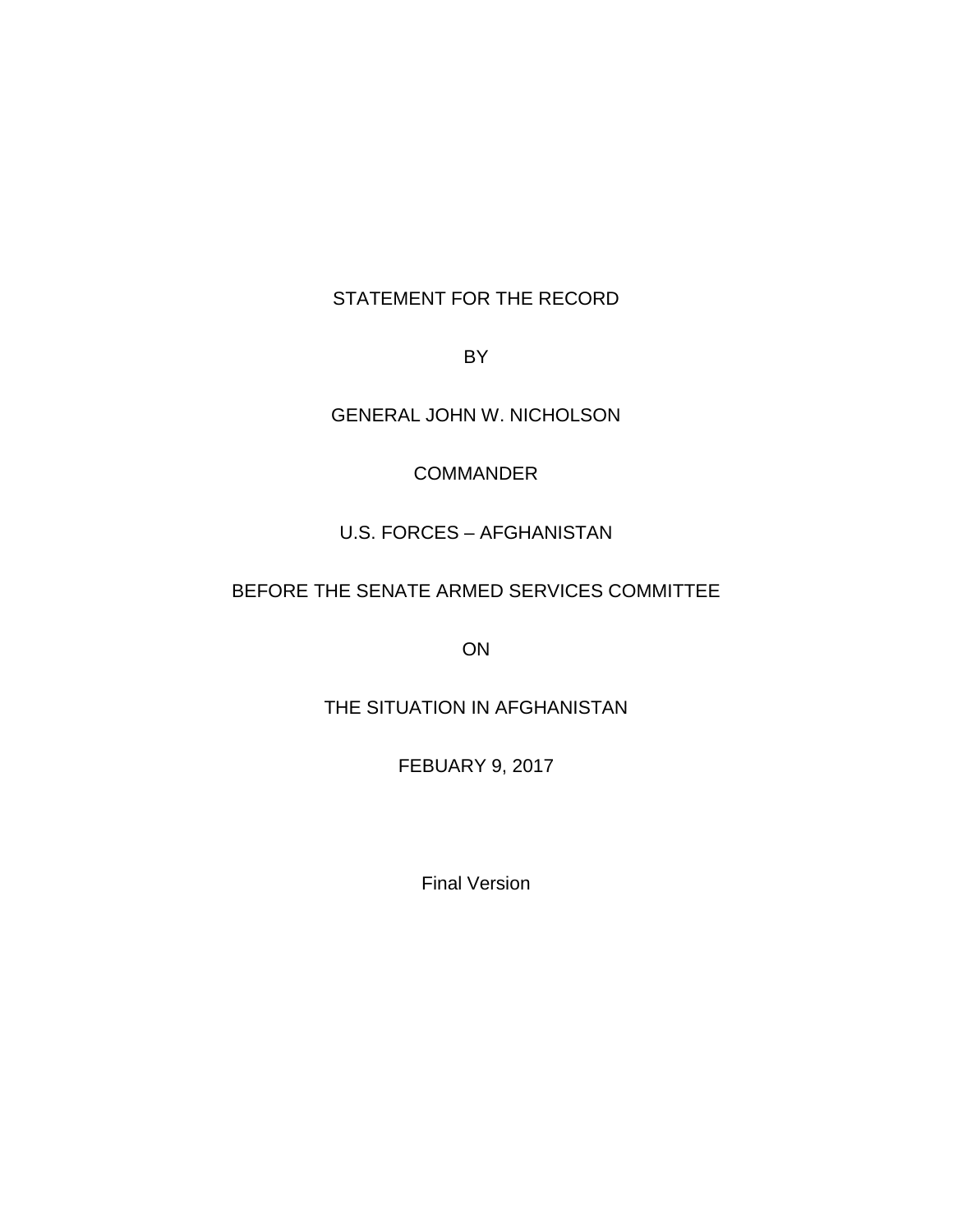STATEMENT FOR THE RECORD

BY

GENERAL JOHN W. NICHOLSON

COMMANDER

U.S. FORCES – AFGHANISTAN

BEFORE THE SENATE ARMED SERVICES COMMITTEE

ON

THE SITUATION IN AFGHANISTAN

FEBUARY 9, 2017

Final Version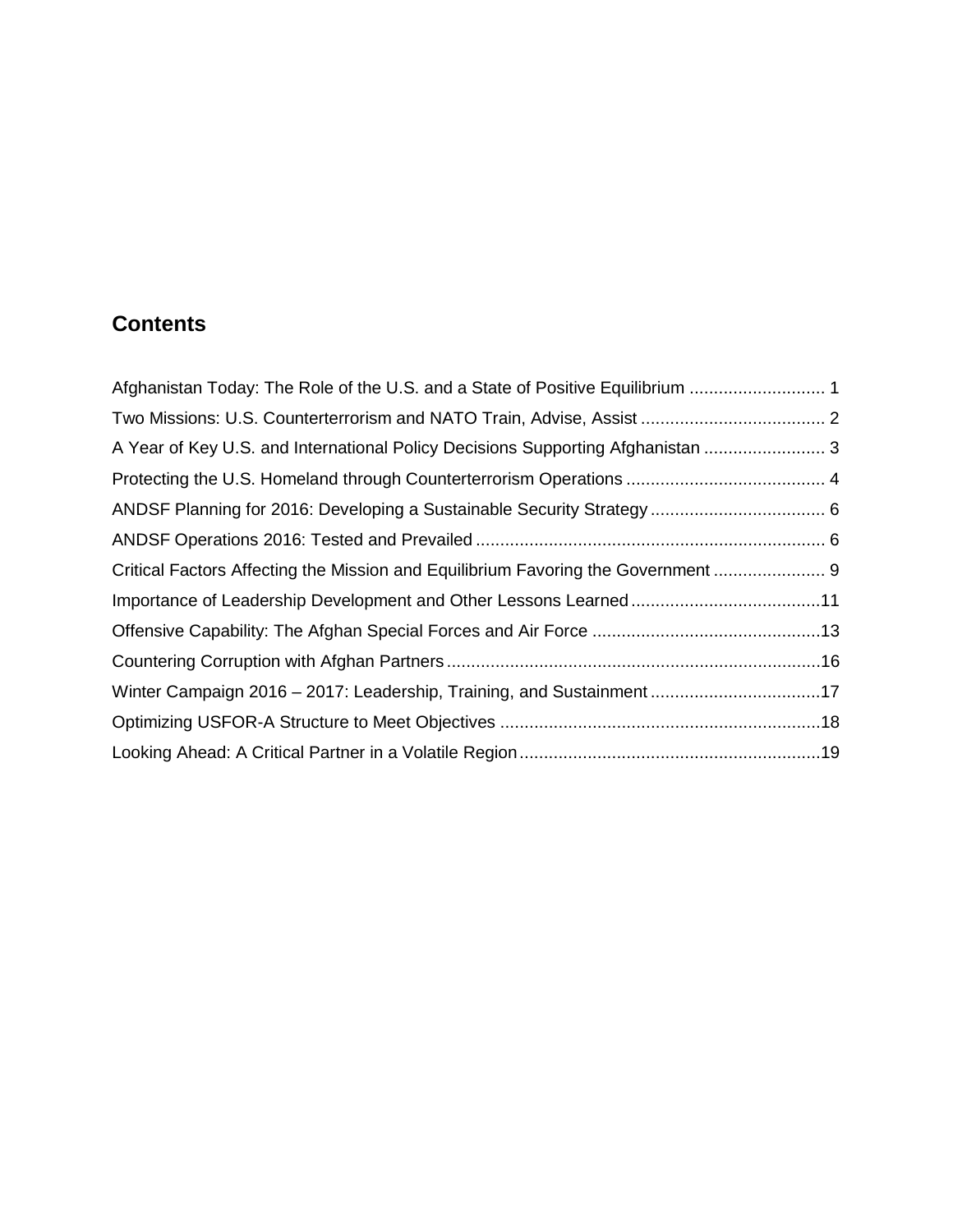## Contents

Afghanistan Today: The Role of the U.S. and a State of Positive Equilibrium ............................ 1
Two Missions: U.S. Counterterrorism and NATO Train, Advise, Assist ...................................... 2
A Year of Key U.S. and International Policy Decisions Supporting Afghanistan ......................... 3
Protecting the U.S. Homeland through Counterterrorism Operations ......................................... 4
ANDSF Planning for 2016: Developing a Sustainable Security Strategy .................................... 6
ANDSF Operations 2016: Tested and Prevailed ........................................................................ 6
Critical Factors Affecting the Mission and Equilibrium Favoring the Government ....................... 9
Importance of Leadership Development and Other Lessons Learned.......................................11
Offensive Capability: The Afghan Special Forces and Air Force ...............................................13
Countering Corruption with Afghan Partners.............................................................................16
Winter Campaign 2016 – 2017: Leadership, Training, and Sustainment ...................................17
Optimizing USFOR-A Structure to Meet Objectives ..................................................................18
Looking Ahead: A Critical Partner in a Volatile Region..............................................................19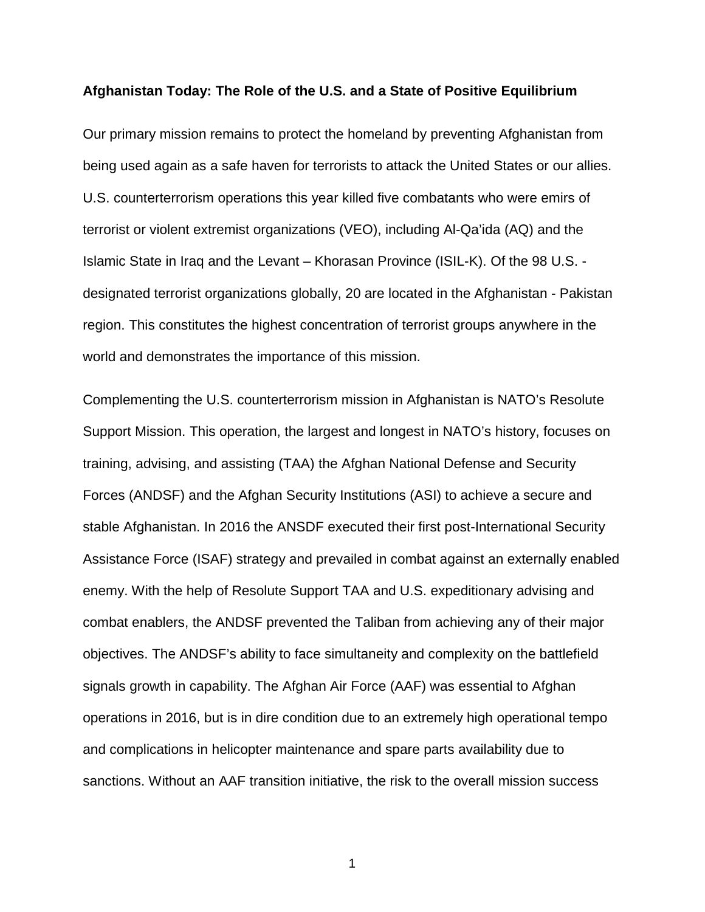**Afghanistan Today: The Role of the U.S. and a State of Positive Equilibrium**

Our primary mission remains to protect the homeland by preventing Afghanistan from being used again as a safe haven for terrorists to attack the United States or our allies. U.S. counterterrorism operations this year killed five combatants who were emirs of terrorist or violent extremist organizations (VEO), including Al-Qa'ida (AQ) and the Islamic State in Iraq and the Levant – Khorasan Province (ISIL-K). Of the 98 U.S. - designated terrorist organizations globally, 20 are located in the Afghanistan - Pakistan region. This constitutes the highest concentration of terrorist groups anywhere in the world and demonstrates the importance of this mission.

Complementing the U.S. counterterrorism mission in Afghanistan is NATO's Resolute Support Mission. This operation, the largest and longest in NATO's history, focuses on training, advising, and assisting (TAA) the Afghan National Defense and Security Forces (ANDSF) and the Afghan Security Institutions (ASI) to achieve a secure and stable Afghanistan. In 2016 the ANSDF executed their first post-International Security Assistance Force (ISAF) strategy and prevailed in combat against an externally enabled enemy. With the help of Resolute Support TAA and U.S. expeditionary advising and combat enablers, the ANDSF prevented the Taliban from achieving any of their major objectives. The ANDSF's ability to face simultaneity and complexity on the battlefield signals growth in capability. The Afghan Air Force (AAF) was essential to Afghan operations in 2016, but is in dire condition due to an extremely high operational tempo and complications in helicopter maintenance and spare parts availability due to sanctions. Without an AAF transition initiative, the risk to the overall mission success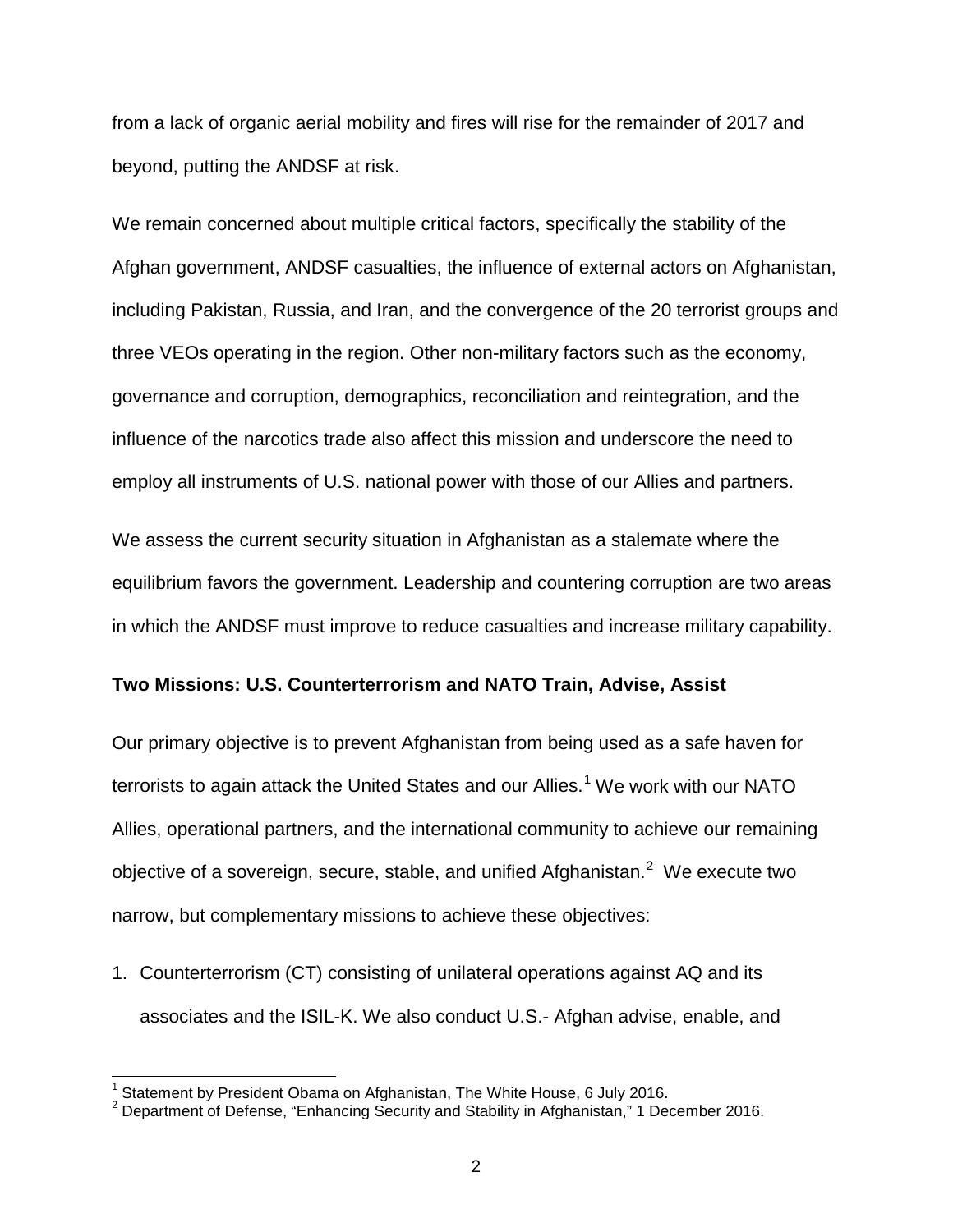from a lack of organic aerial mobility and fires will rise for the remainder of 2017 and beyond, putting the ANDSF at risk.

We remain concerned about multiple critical factors, specifically the stability of the Afghan government, ANDSF casualties, the influence of external actors on Afghanistan, including Pakistan, Russia, and Iran, and the convergence of the 20 terrorist groups and three VEOs operating in the region. Other non-military factors such as the economy, governance and corruption, demographics, reconciliation and reintegration, and the influence of the narcotics trade also affect this mission and underscore the need to employ all instruments of U.S. national power with those of our Allies and partners.

We assess the current security situation in Afghanistan as a stalemate where the equilibrium favors the government. Leadership and countering corruption are two areas in which the ANDSF must improve to reduce casualties and increase military capability.

**Two Missions: U.S. Counterterrorism and NATO Train, Advise, Assist**

Our primary objective is to prevent Afghanistan from being used as a safe haven for terrorists to again attack the United States and our Allies.[1] We work with our NATO Allies, operational partners, and the international community to achieve our remaining objective of a sovereign, secure, stable, and unified Afghanistan.[2] We execute two narrow, but complementary missions to achieve these objectives:

1. Counterterrorism (CT) consisting of unilateral operations against AQ and its associates and the ISIL-K. We also conduct U.S.- Afghan advise, enable, and

[1] Statement by President Obama on Afghanistan, The White House, 6 July 2016.
[2] Department of Defense, "Enhancing Security and Stability in Afghanistan," 1 December 2016.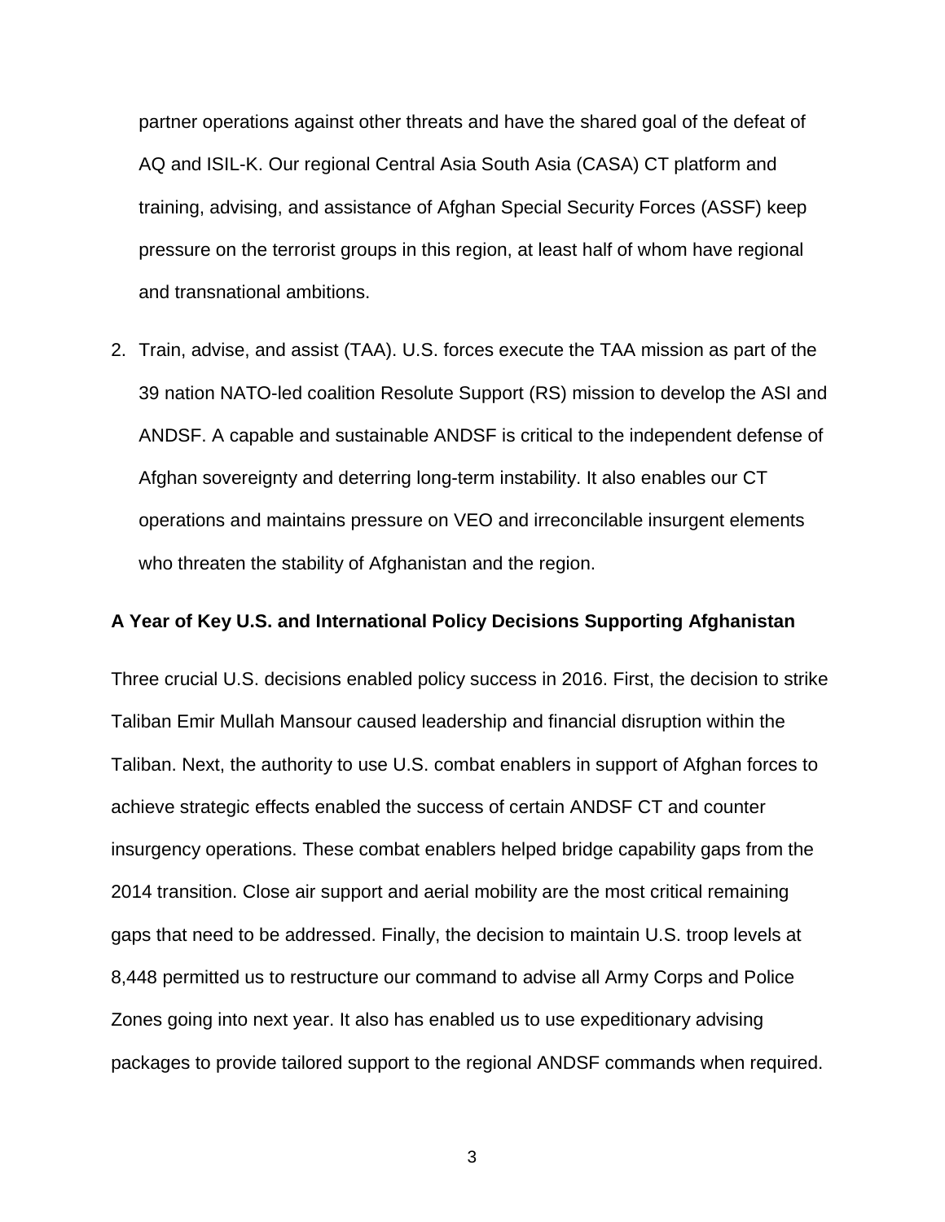partner operations against other threats and have the shared goal of the defeat of AQ and ISIL-K. Our regional Central Asia South Asia (CASA) CT platform and training, advising, and assistance of Afghan Special Security Forces (ASSF) keep pressure on the terrorist groups in this region, at least half of whom have regional and transnational ambitions.

2. Train, advise, and assist (TAA). U.S. forces execute the TAA mission as part of the 39 nation NATO-led coalition Resolute Support (RS) mission to develop the ASI and ANDSF. A capable and sustainable ANDSF is critical to the independent defense of Afghan sovereignty and deterring long-term instability. It also enables our CT operations and maintains pressure on VEO and irreconcilable insurgent elements who threaten the stability of Afghanistan and the region.

**A Year of Key U.S. and International Policy Decisions Supporting Afghanistan**

Three crucial U.S. decisions enabled policy success in 2016. First, the decision to strike Taliban Emir Mullah Mansour caused leadership and financial disruption within the Taliban. Next, the authority to use U.S. combat enablers in support of Afghan forces to achieve strategic effects enabled the success of certain ANDSF CT and counter insurgency operations. These combat enablers helped bridge capability gaps from the 2014 transition. Close air support and aerial mobility are the most critical remaining gaps that need to be addressed. Finally, the decision to maintain U.S. troop levels at 8,448 permitted us to restructure our command to advise all Army Corps and Police Zones going into next year. It also has enabled us to use expeditionary advising packages to provide tailored support to the regional ANDSF commands when required.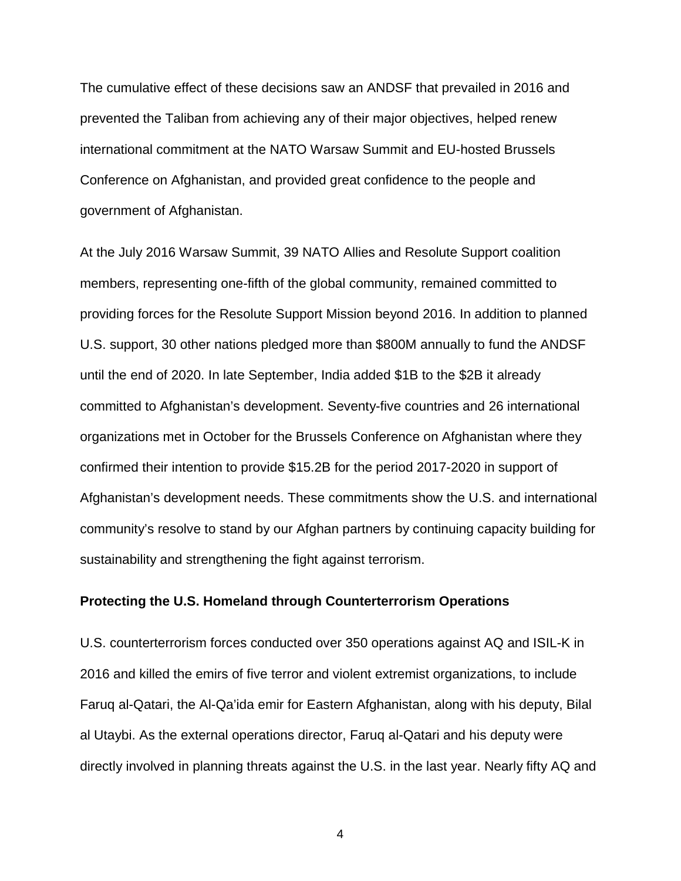The cumulative effect of these decisions saw an ANDSF that prevailed in 2016 and prevented the Taliban from achieving any of their major objectives, helped renew international commitment at the NATO Warsaw Summit and EU-hosted Brussels Conference on Afghanistan, and provided great confidence to the people and government of Afghanistan.

At the July 2016 Warsaw Summit, 39 NATO Allies and Resolute Support coalition members, representing one-fifth of the global community, remained committed to providing forces for the Resolute Support Mission beyond 2016. In addition to planned U.S. support, 30 other nations pledged more than $800M annually to fund the ANDSF until the end of 2020. In late September, India added $1B to the $2B it already committed to Afghanistan's development. Seventy-five countries and 26 international organizations met in October for the Brussels Conference on Afghanistan where they confirmed their intention to provide $15.2B for the period 2017-2020 in support of Afghanistan's development needs. These commitments show the U.S. and international community's resolve to stand by our Afghan partners by continuing capacity building for sustainability and strengthening the fight against terrorism.

**Protecting the U.S. Homeland through Counterterrorism Operations**

U.S. counterterrorism forces conducted over 350 operations against AQ and ISIL-K in 2016 and killed the emirs of five terror and violent extremist organizations, to include Faruq al-Qatari, the Al-Qa'ida emir for Eastern Afghanistan, along with his deputy, Bilal al Utaybi. As the external operations director, Faruq al-Qatari and his deputy were directly involved in planning threats against the U.S. in the last year. Nearly fifty AQ and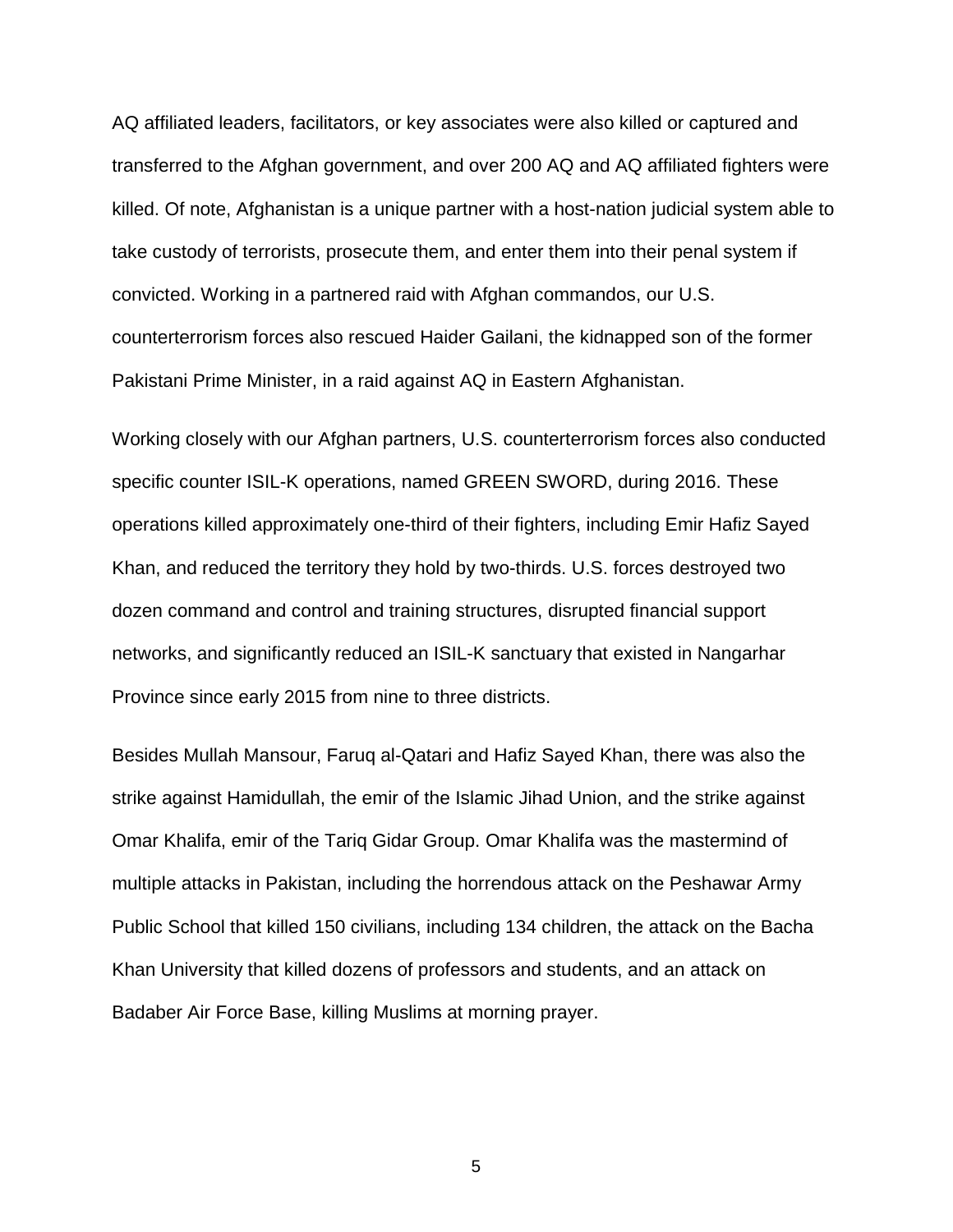AQ affiliated leaders, facilitators, or key associates were also killed or captured and transferred to the Afghan government, and over 200 AQ and AQ affiliated fighters were killed. Of note, Afghanistan is a unique partner with a host-nation judicial system able to take custody of terrorists, prosecute them, and enter them into their penal system if convicted. Working in a partnered raid with Afghan commandos, our U.S. counterterrorism forces also rescued Haider Gailani, the kidnapped son of the former Pakistani Prime Minister, in a raid against AQ in Eastern Afghanistan.

Working closely with our Afghan partners, U.S. counterterrorism forces also conducted specific counter ISIL-K operations, named GREEN SWORD, during 2016. These operations killed approximately one-third of their fighters, including Emir Hafiz Sayed Khan, and reduced the territory they hold by two-thirds. U.S. forces destroyed two dozen command and control and training structures, disrupted financial support networks, and significantly reduced an ISIL-K sanctuary that existed in Nangarhar Province since early 2015 from nine to three districts.

Besides Mullah Mansour, Faruq al-Qatari and Hafiz Sayed Khan, there was also the strike against Hamidullah, the emir of the Islamic Jihad Union, and the strike against Omar Khalifa, emir of the Tariq Gidar Group. Omar Khalifa was the mastermind of multiple attacks in Pakistan, including the horrendous attack on the Peshawar Army Public School that killed 150 civilians, including 134 children, the attack on the Bacha Khan University that killed dozens of professors and students, and an attack on Badaber Air Force Base, killing Muslims at morning prayer.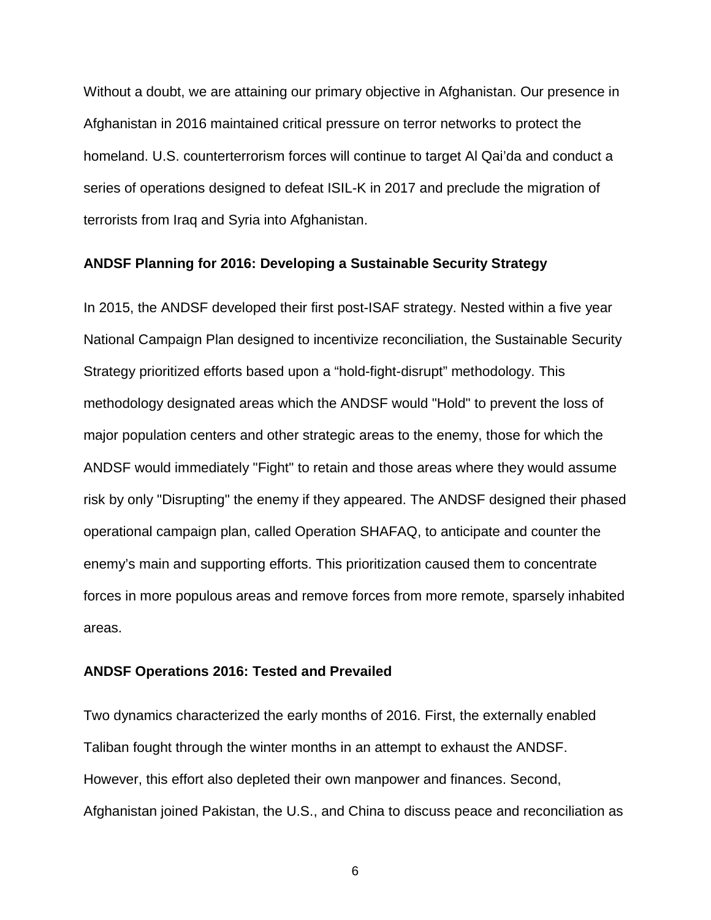Without a doubt, we are attaining our primary objective in Afghanistan. Our presence in Afghanistan in 2016 maintained critical pressure on terror networks to protect the homeland. U.S. counterterrorism forces will continue to target Al Qai'da and conduct a series of operations designed to defeat ISIL-K in 2017 and preclude the migration of terrorists from Iraq and Syria into Afghanistan.

**ANDSF Planning for 2016: Developing a Sustainable Security Strategy**

In 2015, the ANDSF developed their first post-ISAF strategy. Nested within a five year National Campaign Plan designed to incentivize reconciliation, the Sustainable Security Strategy prioritized efforts based upon a "hold-fight-disrupt" methodology. This methodology designated areas which the ANDSF would "Hold" to prevent the loss of major population centers and other strategic areas to the enemy, those for which the ANDSF would immediately "Fight" to retain and those areas where they would assume risk by only "Disrupting" the enemy if they appeared. The ANDSF designed their phased operational campaign plan, called Operation SHAFAQ, to anticipate and counter the enemy's main and supporting efforts. This prioritization caused them to concentrate forces in more populous areas and remove forces from more remote, sparsely inhabited areas.

**ANDSF Operations 2016: Tested and Prevailed**

Two dynamics characterized the early months of 2016. First, the externally enabled Taliban fought through the winter months in an attempt to exhaust the ANDSF. However, this effort also depleted their own manpower and finances. Second, Afghanistan joined Pakistan, the U.S., and China to discuss peace and reconciliation as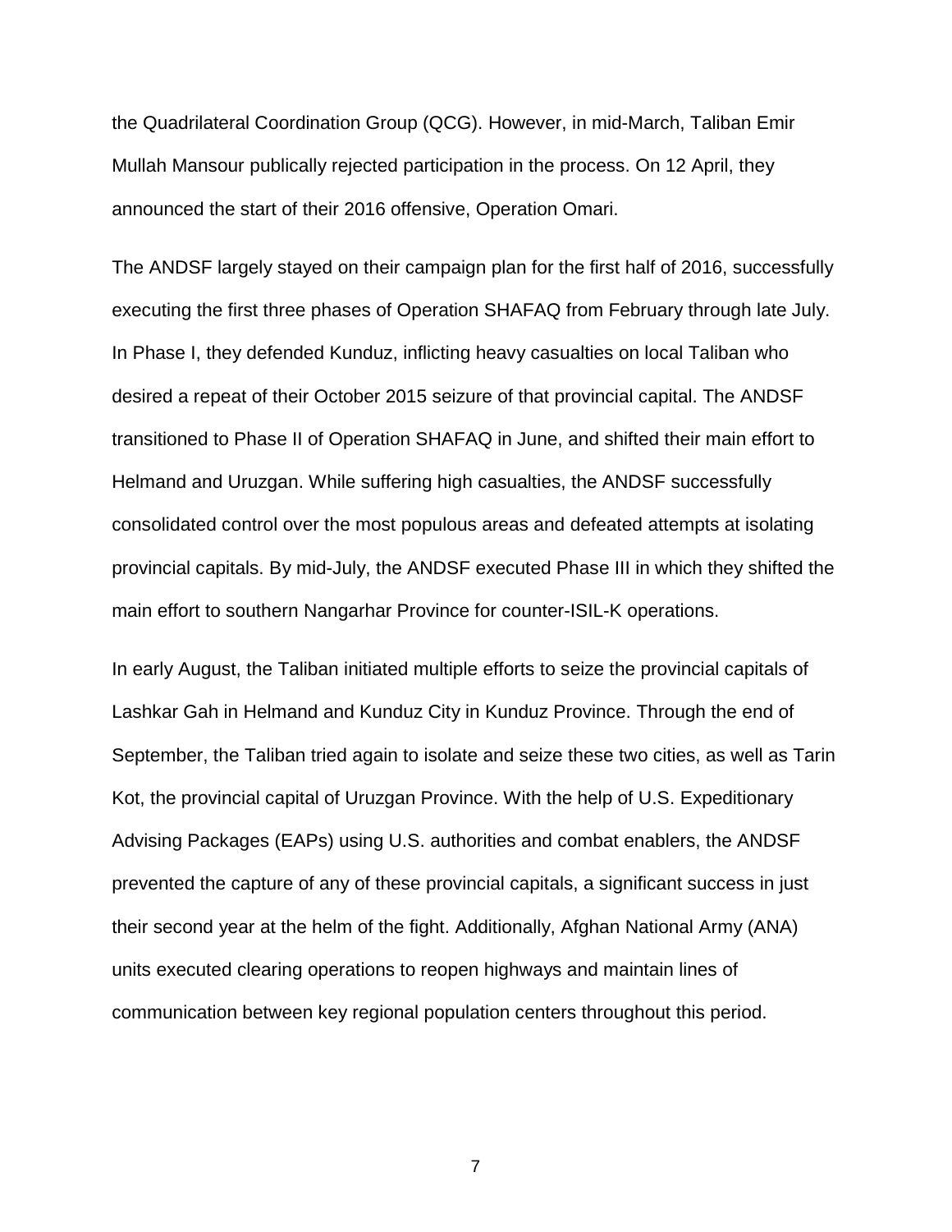the Quadrilateral Coordination Group (QCG). However, in mid-March, Taliban Emir Mullah Mansour publically rejected participation in the process. On 12 April, they announced the start of their 2016 offensive, Operation Omari.

The ANDSF largely stayed on their campaign plan for the first half of 2016, successfully executing the first three phases of Operation SHAFAQ from February through late July. In Phase I, they defended Kunduz, inflicting heavy casualties on local Taliban who desired a repeat of their October 2015 seizure of that provincial capital. The ANDSF transitioned to Phase II of Operation SHAFAQ in June, and shifted their main effort to Helmand and Uruzgan. While suffering high casualties, the ANDSF successfully consolidated control over the most populous areas and defeated attempts at isolating provincial capitals. By mid-July, the ANDSF executed Phase III in which they shifted the main effort to southern Nangarhar Province for counter-ISIL-K operations.

In early August, the Taliban initiated multiple efforts to seize the provincial capitals of Lashkar Gah in Helmand and Kunduz City in Kunduz Province. Through the end of September, the Taliban tried again to isolate and seize these two cities, as well as Tarin Kot, the provincial capital of Uruzgan Province. With the help of U.S. Expeditionary Advising Packages (EAPs) using U.S. authorities and combat enablers, the ANDSF prevented the capture of any of these provincial capitals, a significant success in just their second year at the helm of the fight. Additionally, Afghan National Army (ANA) units executed clearing operations to reopen highways and maintain lines of communication between key regional population centers throughout this period.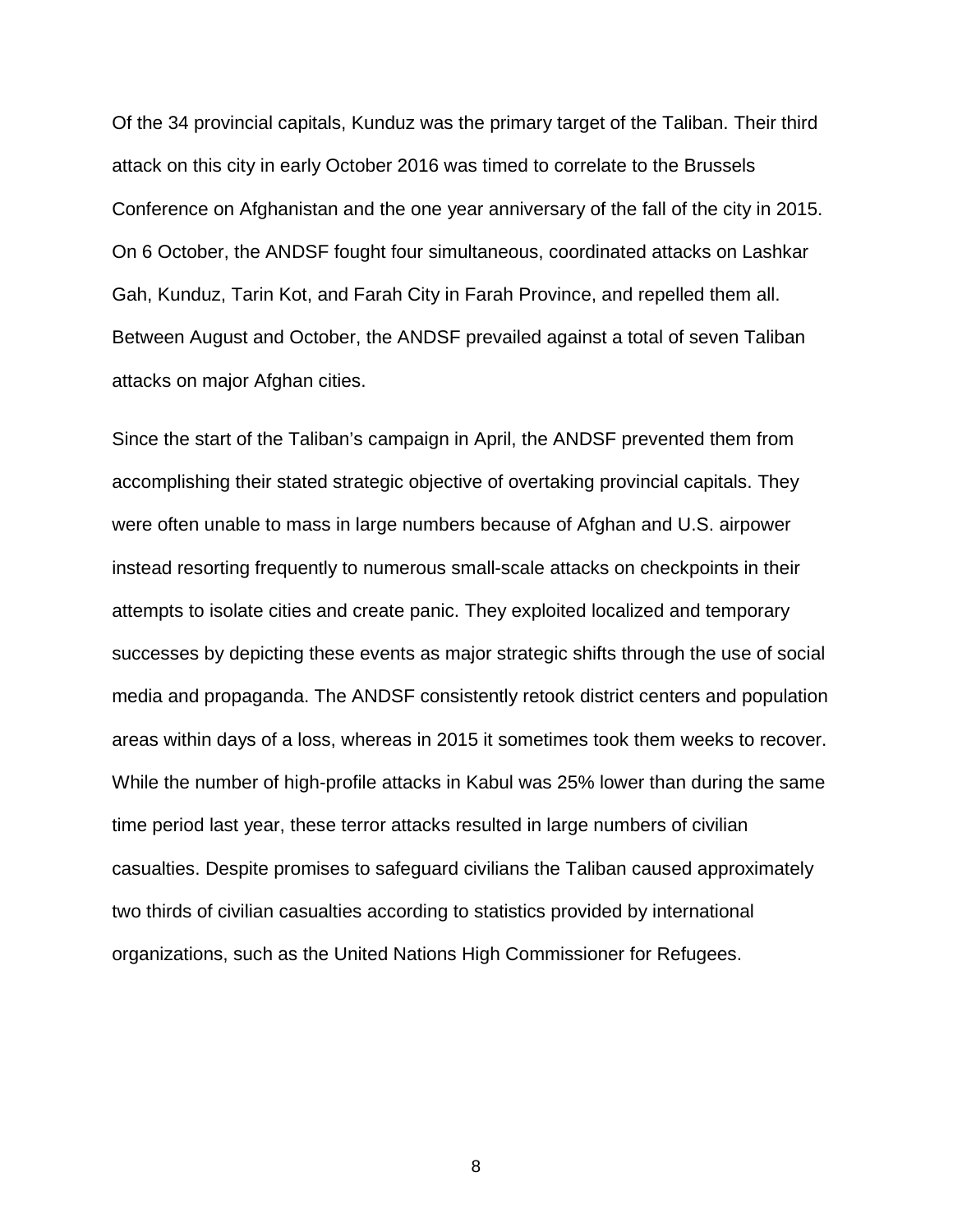Of the 34 provincial capitals, Kunduz was the primary target of the Taliban. Their third attack on this city in early October 2016 was timed to correlate to the Brussels Conference on Afghanistan and the one year anniversary of the fall of the city in 2015. On 6 October, the ANDSF fought four simultaneous, coordinated attacks on Lashkar Gah, Kunduz, Tarin Kot, and Farah City in Farah Province, and repelled them all. Between August and October, the ANDSF prevailed against a total of seven Taliban attacks on major Afghan cities.

Since the start of the Taliban's campaign in April, the ANDSF prevented them from accomplishing their stated strategic objective of overtaking provincial capitals. They were often unable to mass in large numbers because of Afghan and U.S. airpower instead resorting frequently to numerous small-scale attacks on checkpoints in their attempts to isolate cities and create panic. They exploited localized and temporary successes by depicting these events as major strategic shifts through the use of social media and propaganda. The ANDSF consistently retook district centers and population areas within days of a loss, whereas in 2015 it sometimes took them weeks to recover. While the number of high-profile attacks in Kabul was 25% lower than during the same time period last year, these terror attacks resulted in large numbers of civilian casualties. Despite promises to safeguard civilians the Taliban caused approximately two thirds of civilian casualties according to statistics provided by international organizations, such as the United Nations High Commissioner for Refugees.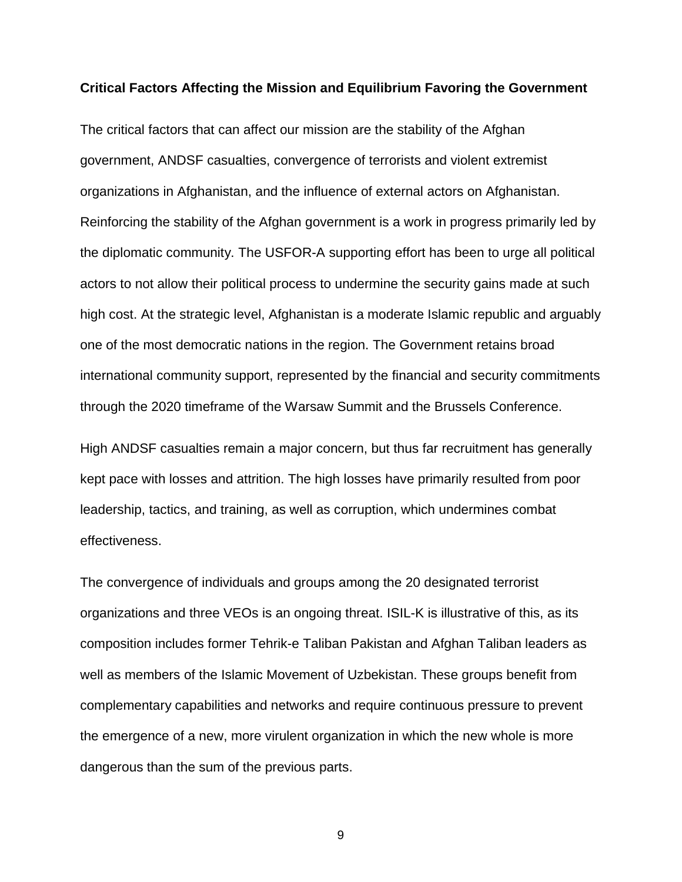**Critical Factors Affecting the Mission and Equilibrium Favoring the Government**

The critical factors that can affect our mission are the stability of the Afghan government, ANDSF casualties, convergence of terrorists and violent extremist organizations in Afghanistan, and the influence of external actors on Afghanistan. Reinforcing the stability of the Afghan government is a work in progress primarily led by the diplomatic community. The USFOR-A supporting effort has been to urge all political actors to not allow their political process to undermine the security gains made at such high cost. At the strategic level, Afghanistan is a moderate Islamic republic and arguably one of the most democratic nations in the region. The Government retains broad international community support, represented by the financial and security commitments through the 2020 timeframe of the Warsaw Summit and the Brussels Conference.

High ANDSF casualties remain a major concern, but thus far recruitment has generally kept pace with losses and attrition. The high losses have primarily resulted from poor leadership, tactics, and training, as well as corruption, which undermines combat effectiveness.

The convergence of individuals and groups among the 20 designated terrorist organizations and three VEOs is an ongoing threat. ISIL-K is illustrative of this, as its composition includes former Tehrik-e Taliban Pakistan and Afghan Taliban leaders as well as members of the Islamic Movement of Uzbekistan. These groups benefit from complementary capabilities and networks and require continuous pressure to prevent the emergence of a new, more virulent organization in which the new whole is more dangerous than the sum of the previous parts.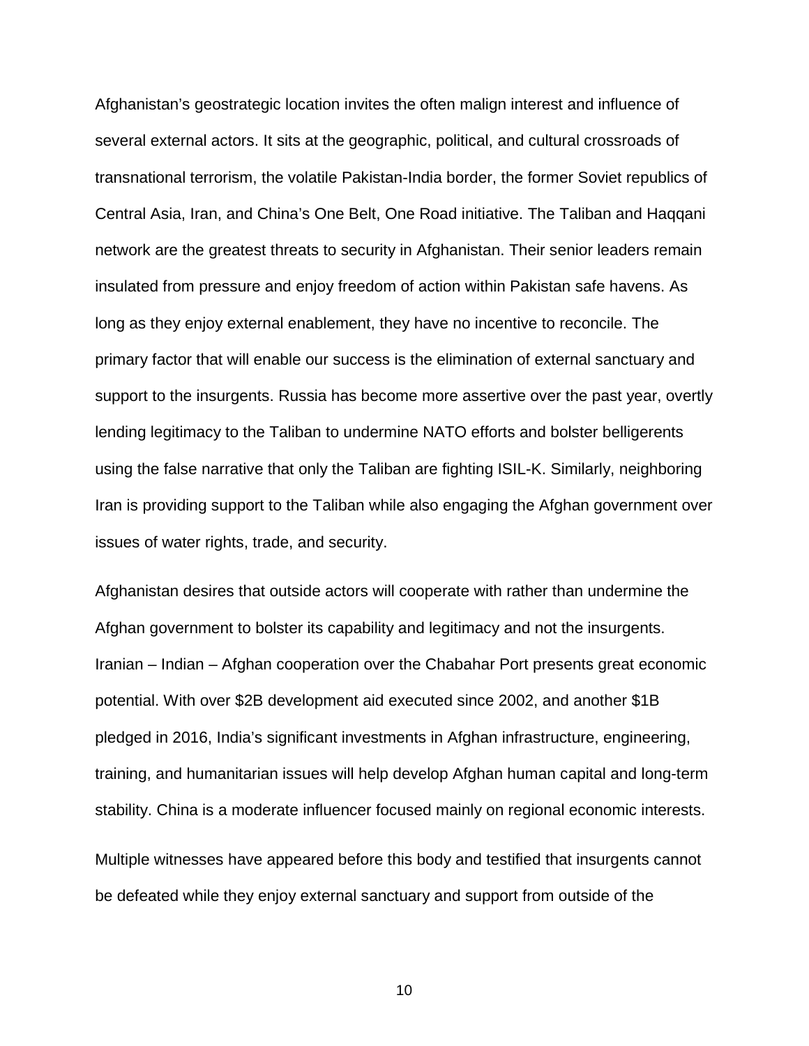Afghanistan's geostrategic location invites the often malign interest and influence of several external actors. It sits at the geographic, political, and cultural crossroads of transnational terrorism, the volatile Pakistan-India border, the former Soviet republics of Central Asia, Iran, and China's One Belt, One Road initiative. The Taliban and Haqqani network are the greatest threats to security in Afghanistan. Their senior leaders remain insulated from pressure and enjoy freedom of action within Pakistan safe havens. As long as they enjoy external enablement, they have no incentive to reconcile. The primary factor that will enable our success is the elimination of external sanctuary and support to the insurgents. Russia has become more assertive over the past year, overtly lending legitimacy to the Taliban to undermine NATO efforts and bolster belligerents using the false narrative that only the Taliban are fighting ISIL-K. Similarly, neighboring Iran is providing support to the Taliban while also engaging the Afghan government over issues of water rights, trade, and security.

Afghanistan desires that outside actors will cooperate with rather than undermine the Afghan government to bolster its capability and legitimacy and not the insurgents. Iranian – Indian – Afghan cooperation over the Chabahar Port presents great economic potential. With over $2B development aid executed since 2002, and another $1B pledged in 2016, India's significant investments in Afghan infrastructure, engineering, training, and humanitarian issues will help develop Afghan human capital and long-term stability. China is a moderate influencer focused mainly on regional economic interests.

Multiple witnesses have appeared before this body and testified that insurgents cannot be defeated while they enjoy external sanctuary and support from outside of the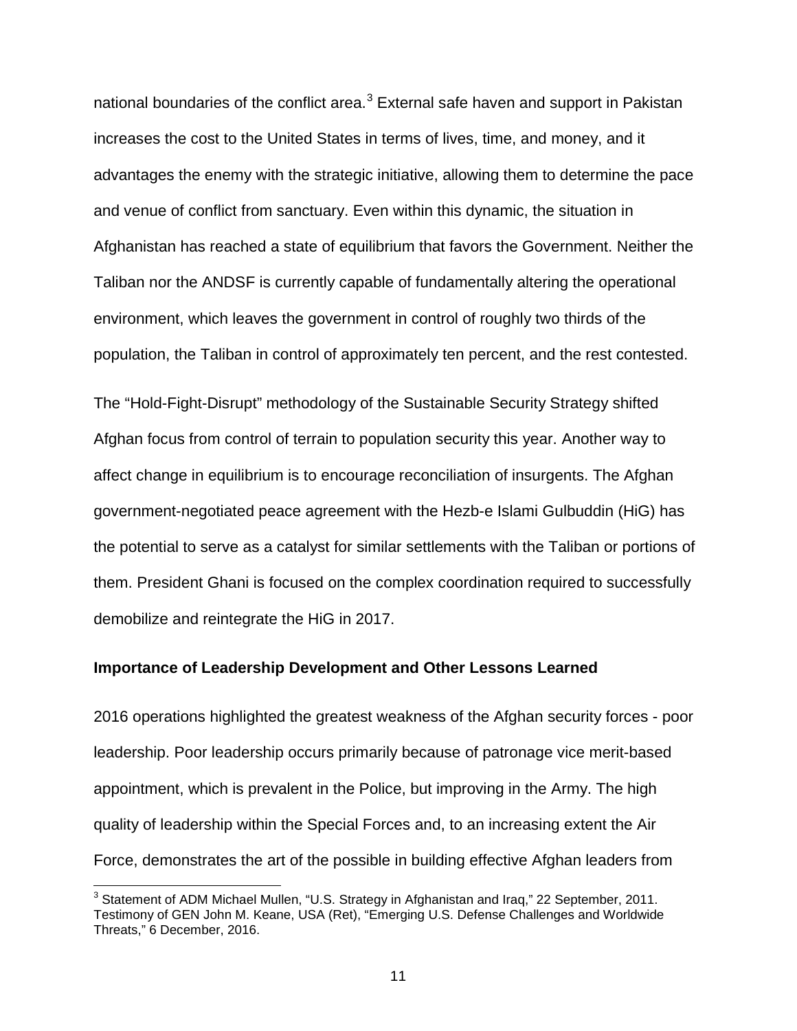national boundaries of the conflict area.[3] External safe haven and support in Pakistan increases the cost to the United States in terms of lives, time, and money, and it advantages the enemy with the strategic initiative, allowing them to determine the pace and venue of conflict from sanctuary. Even within this dynamic, the situation in Afghanistan has reached a state of equilibrium that favors the Government. Neither the Taliban nor the ANDSF is currently capable of fundamentally altering the operational environment, which leaves the government in control of roughly two thirds of the population, the Taliban in control of approximately ten percent, and the rest contested.

The "Hold-Fight-Disrupt" methodology of the Sustainable Security Strategy shifted Afghan focus from control of terrain to population security this year. Another way to affect change in equilibrium is to encourage reconciliation of insurgents. The Afghan government-negotiated peace agreement with the Hezb-e Islami Gulbuddin (HiG) has the potential to serve as a catalyst for similar settlements with the Taliban or portions of them. President Ghani is focused on the complex coordination required to successfully demobilize and reintegrate the HiG in 2017.

**Importance of Leadership Development and Other Lessons Learned**

2016 operations highlighted the greatest weakness of the Afghan security forces - poor leadership. Poor leadership occurs primarily because of patronage vice merit-based appointment, which is prevalent in the Police, but improving in the Army. The high quality of leadership within the Special Forces and, to an increasing extent the Air Force, demonstrates the art of the possible in building effective Afghan leaders from

[3] Statement of ADM Michael Mullen, "U.S. Strategy in Afghanistan and Iraq," 22 September, 2011. Testimony of GEN John M. Keane, USA (Ret), "Emerging U.S. Defense Challenges and Worldwide Threats," 6 December, 2016.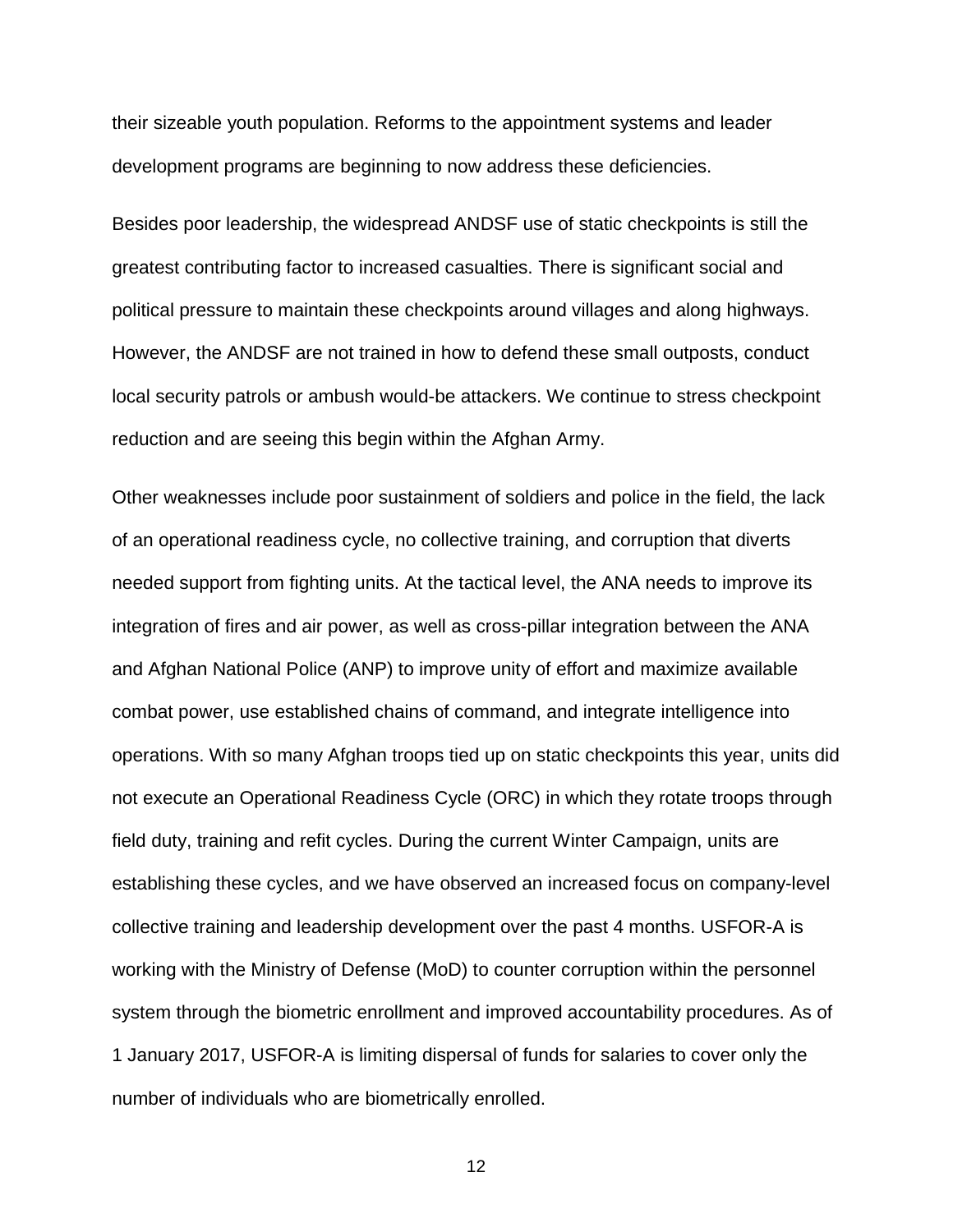their sizeable youth population. Reforms to the appointment systems and leader development programs are beginning to now address these deficiencies.

Besides poor leadership, the widespread ANDSF use of static checkpoints is still the greatest contributing factor to increased casualties. There is significant social and political pressure to maintain these checkpoints around villages and along highways. However, the ANDSF are not trained in how to defend these small outposts, conduct local security patrols or ambush would-be attackers. We continue to stress checkpoint reduction and are seeing this begin within the Afghan Army.

Other weaknesses include poor sustainment of soldiers and police in the field, the lack of an operational readiness cycle, no collective training, and corruption that diverts needed support from fighting units. At the tactical level, the ANA needs to improve its integration of fires and air power, as well as cross-pillar integration between the ANA and Afghan National Police (ANP) to improve unity of effort and maximize available combat power, use established chains of command, and integrate intelligence into operations. With so many Afghan troops tied up on static checkpoints this year, units did not execute an Operational Readiness Cycle (ORC) in which they rotate troops through field duty, training and refit cycles. During the current Winter Campaign, units are establishing these cycles, and we have observed an increased focus on company-level collective training and leadership development over the past 4 months. USFOR-A is working with the Ministry of Defense (MoD) to counter corruption within the personnel system through the biometric enrollment and improved accountability procedures. As of 1 January 2017, USFOR-A is limiting dispersal of funds for salaries to cover only the number of individuals who are biometrically enrolled.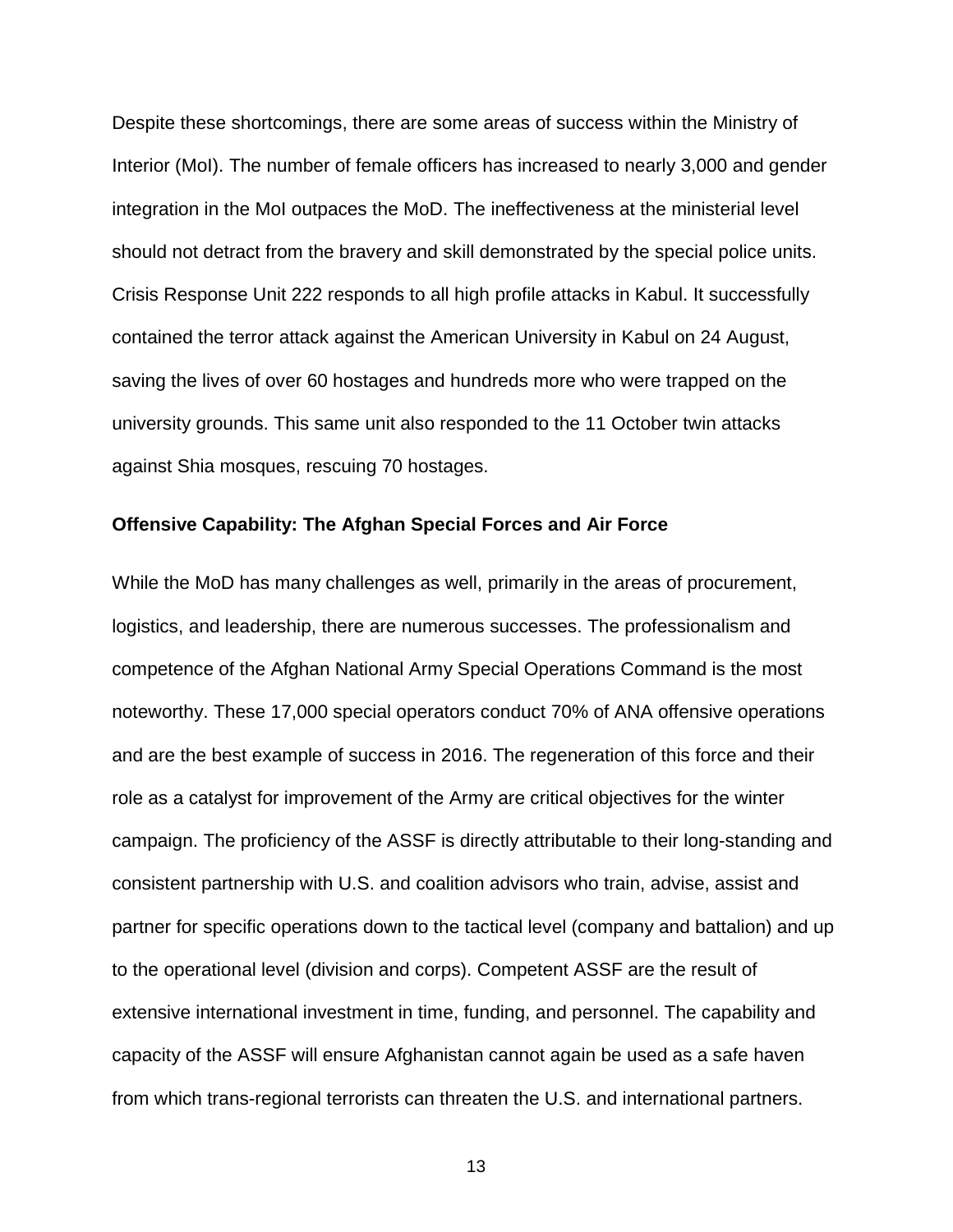Despite these shortcomings, there are some areas of success within the Ministry of Interior (MoI). The number of female officers has increased to nearly 3,000 and gender integration in the MoI outpaces the MoD. The ineffectiveness at the ministerial level should not detract from the bravery and skill demonstrated by the special police units. Crisis Response Unit 222 responds to all high profile attacks in Kabul. It successfully contained the terror attack against the American University in Kabul on 24 August, saving the lives of over 60 hostages and hundreds more who were trapped on the university grounds. This same unit also responded to the 11 October twin attacks against Shia mosques, rescuing 70 hostages.

**Offensive Capability: The Afghan Special Forces and Air Force**

While the MoD has many challenges as well, primarily in the areas of procurement, logistics, and leadership, there are numerous successes. The professionalism and competence of the Afghan National Army Special Operations Command is the most noteworthy. These 17,000 special operators conduct 70% of ANA offensive operations and are the best example of success in 2016. The regeneration of this force and their role as a catalyst for improvement of the Army are critical objectives for the winter campaign. The proficiency of the ASSF is directly attributable to their long-standing and consistent partnership with U.S. and coalition advisors who train, advise, assist and partner for specific operations down to the tactical level (company and battalion) and up to the operational level (division and corps). Competent ASSF are the result of extensive international investment in time, funding, and personnel. The capability and capacity of the ASSF will ensure Afghanistan cannot again be used as a safe haven from which trans-regional terrorists can threaten the U.S. and international partners.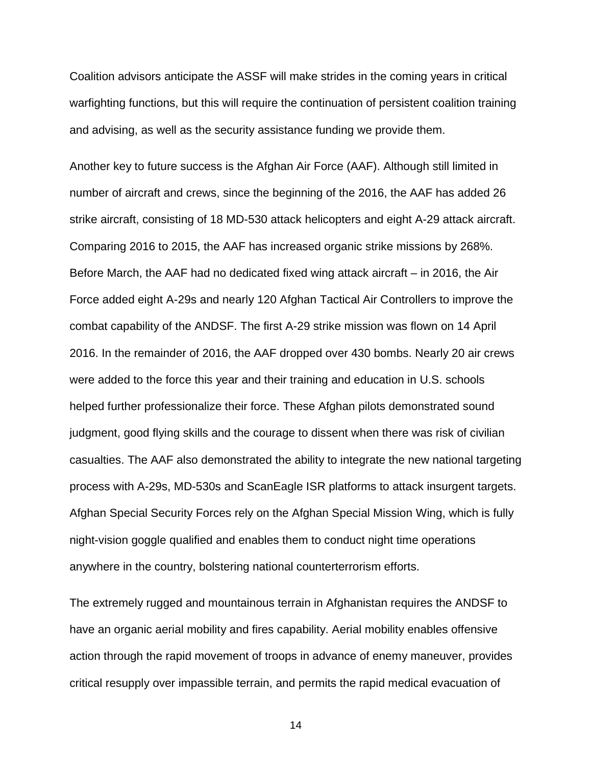Coalition advisors anticipate the ASSF will make strides in the coming years in critical warfighting functions, but this will require the continuation of persistent coalition training and advising, as well as the security assistance funding we provide them.

Another key to future success is the Afghan Air Force (AAF). Although still limited in number of aircraft and crews, since the beginning of the 2016, the AAF has added 26 strike aircraft, consisting of 18 MD-530 attack helicopters and eight A-29 attack aircraft. Comparing 2016 to 2015, the AAF has increased organic strike missions by 268%. Before March, the AAF had no dedicated fixed wing attack aircraft – in 2016, the Air Force added eight A-29s and nearly 120 Afghan Tactical Air Controllers to improve the combat capability of the ANDSF. The first A-29 strike mission was flown on 14 April 2016. In the remainder of 2016, the AAF dropped over 430 bombs. Nearly 20 air crews were added to the force this year and their training and education in U.S. schools helped further professionalize their force. These Afghan pilots demonstrated sound judgment, good flying skills and the courage to dissent when there was risk of civilian casualties. The AAF also demonstrated the ability to integrate the new national targeting process with A-29s, MD-530s and ScanEagle ISR platforms to attack insurgent targets. Afghan Special Security Forces rely on the Afghan Special Mission Wing, which is fully night-vision goggle qualified and enables them to conduct night time operations anywhere in the country, bolstering national counterterrorism efforts.

The extremely rugged and mountainous terrain in Afghanistan requires the ANDSF to have an organic aerial mobility and fires capability. Aerial mobility enables offensive action through the rapid movement of troops in advance of enemy maneuver, provides critical resupply over impassible terrain, and permits the rapid medical evacuation of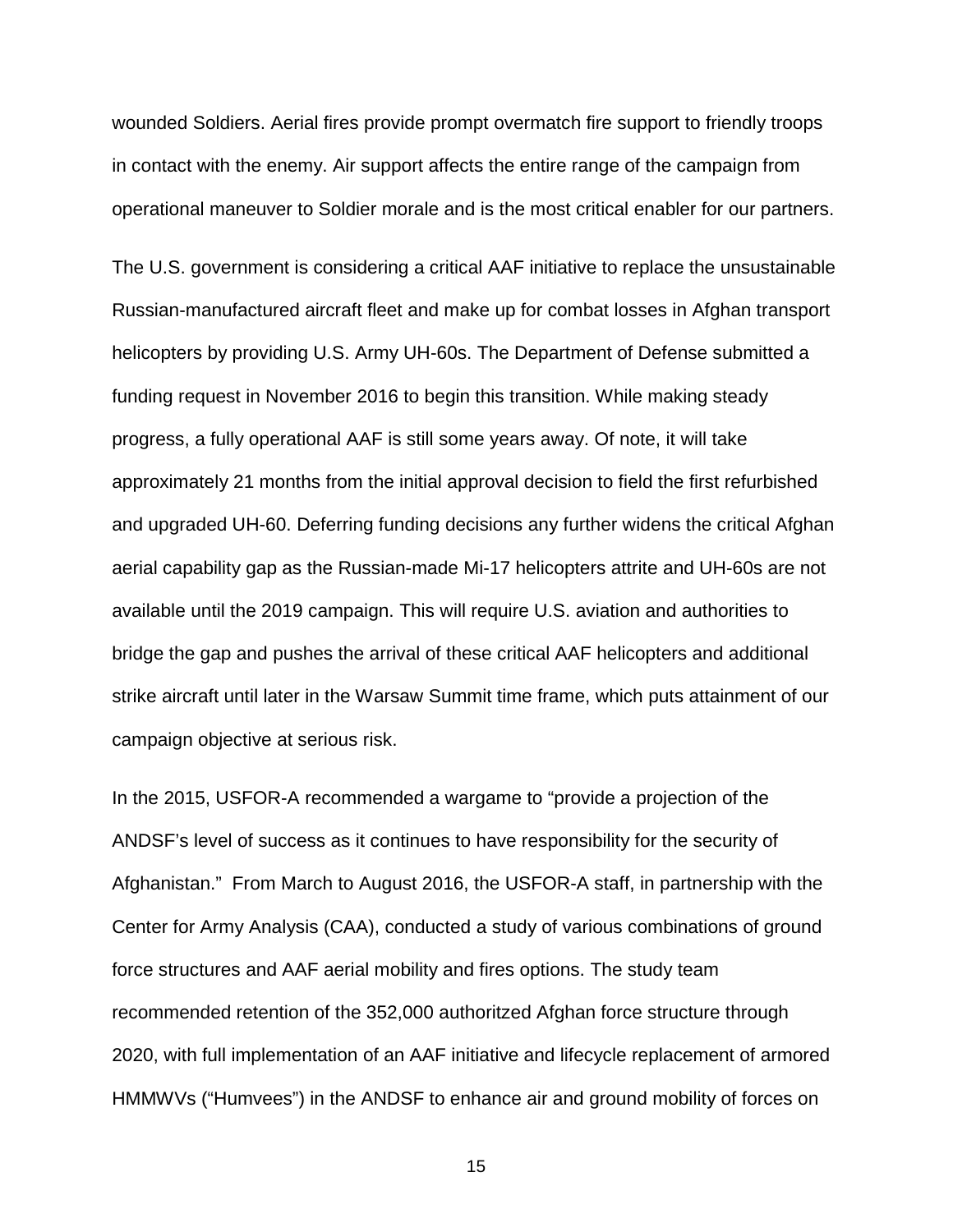wounded Soldiers. Aerial fires provide prompt overmatch fire support to friendly troops in contact with the enemy. Air support affects the entire range of the campaign from operational maneuver to Soldier morale and is the most critical enabler for our partners.

The U.S. government is considering a critical AAF initiative to replace the unsustainable Russian-manufactured aircraft fleet and make up for combat losses in Afghan transport helicopters by providing U.S. Army UH-60s. The Department of Defense submitted a funding request in November 2016 to begin this transition. While making steady progress, a fully operational AAF is still some years away. Of note, it will take approximately 21 months from the initial approval decision to field the first refurbished and upgraded UH-60. Deferring funding decisions any further widens the critical Afghan aerial capability gap as the Russian-made Mi-17 helicopters attrite and UH-60s are not available until the 2019 campaign. This will require U.S. aviation and authorities to bridge the gap and pushes the arrival of these critical AAF helicopters and additional strike aircraft until later in the Warsaw Summit time frame, which puts attainment of our campaign objective at serious risk.

In the 2015, USFOR-A recommended a wargame to "provide a projection of the ANDSF's level of success as it continues to have responsibility for the security of Afghanistan." From March to August 2016, the USFOR-A staff, in partnership with the Center for Army Analysis (CAA), conducted a study of various combinations of ground force structures and AAF aerial mobility and fires options. The study team recommended retention of the 352,000 authoritzed Afghan force structure through 2020, with full implementation of an AAF initiative and lifecycle replacement of armored HMMWVs ("Humvees") in the ANDSF to enhance air and ground mobility of forces on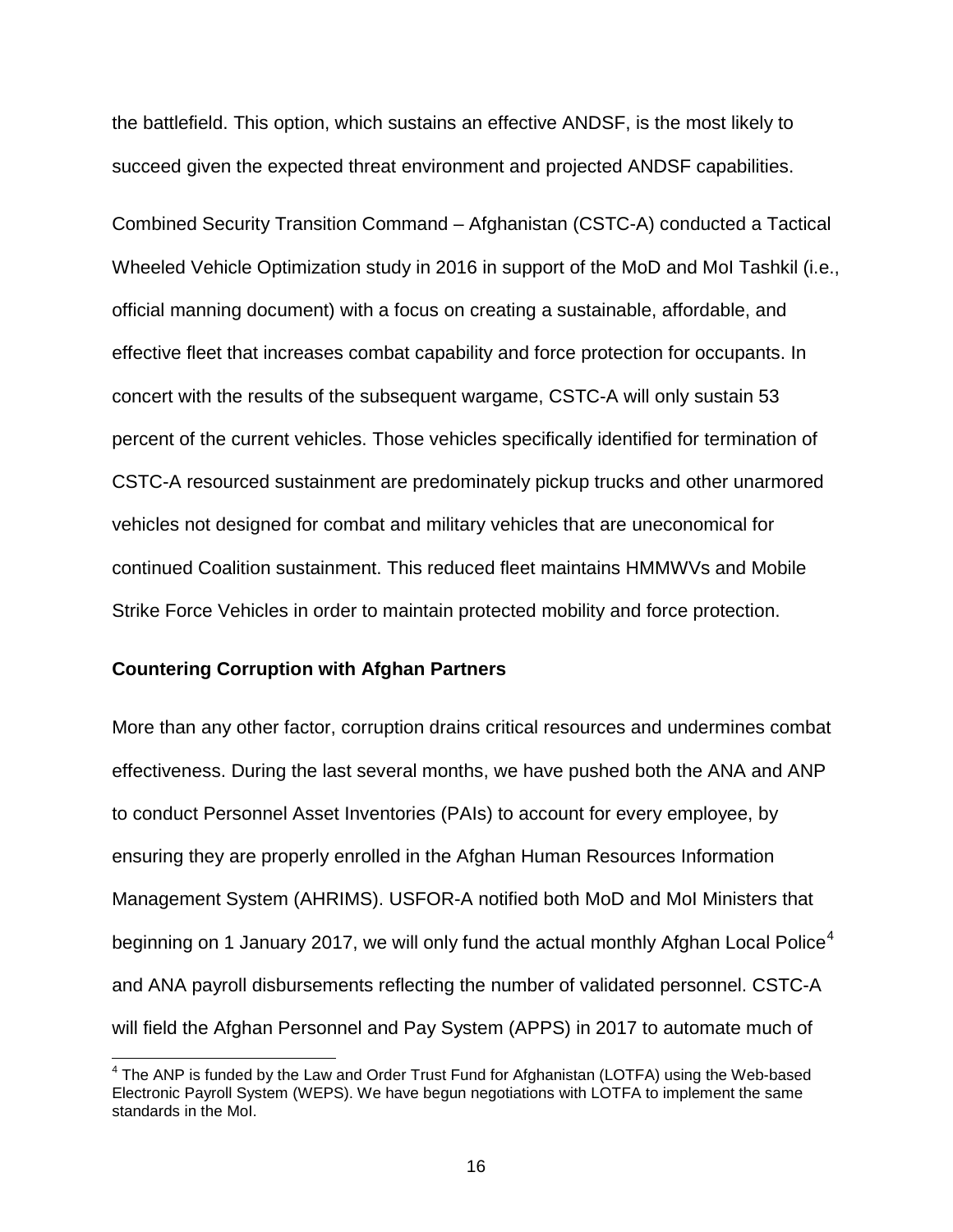the battlefield. This option, which sustains an effective ANDSF, is the most likely to succeed given the expected threat environment and projected ANDSF capabilities.

Combined Security Transition Command – Afghanistan (CSTC-A) conducted a Tactical Wheeled Vehicle Optimization study in 2016 in support of the MoD and MoI Tashkil (i.e., official manning document) with a focus on creating a sustainable, affordable, and effective fleet that increases combat capability and force protection for occupants. In concert with the results of the subsequent wargame, CSTC-A will only sustain 53 percent of the current vehicles. Those vehicles specifically identified for termination of CSTC-A resourced sustainment are predominately pickup trucks and other unarmored vehicles not designed for combat and military vehicles that are uneconomical for continued Coalition sustainment. This reduced fleet maintains HMMWVs and Mobile Strike Force Vehicles in order to maintain protected mobility and force protection.

**Countering Corruption with Afghan Partners**

More than any other factor, corruption drains critical resources and undermines combat effectiveness. During the last several months, we have pushed both the ANA and ANP to conduct Personnel Asset Inventories (PAIs) to account for every employee, by ensuring they are properly enrolled in the Afghan Human Resources Information Management System (AHRIMS). USFOR-A notified both MoD and MoI Ministers that beginning on 1 January 2017, we will only fund the actual monthly Afghan Local Police[4] and ANA payroll disbursements reflecting the number of validated personnel. CSTC-A will field the Afghan Personnel and Pay System (APPS) in 2017 to automate much of

[4] The ANP is funded by the Law and Order Trust Fund for Afghanistan (LOTFA) using the Web-based Electronic Payroll System (WEPS). We have begun negotiations with LOTFA to implement the same standards in the MoI.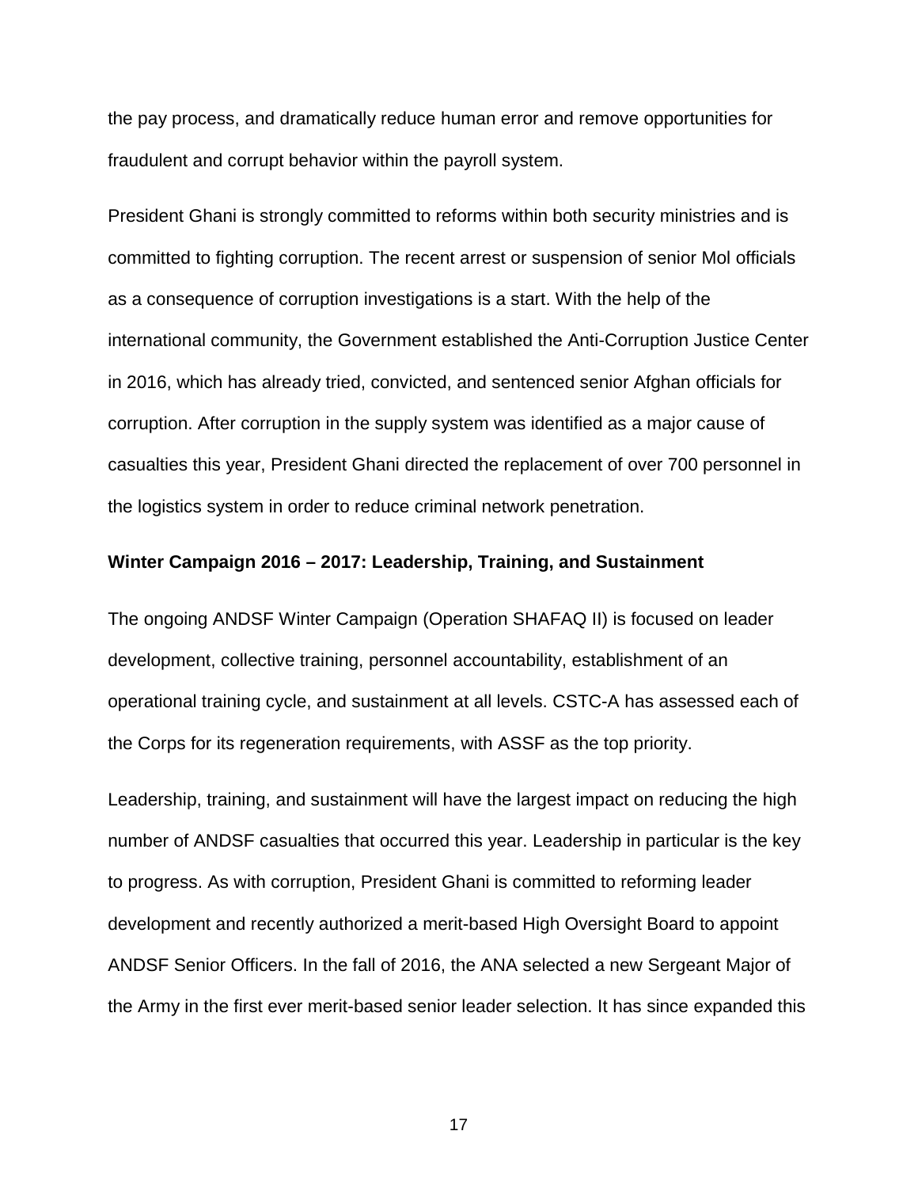the pay process, and dramatically reduce human error and remove opportunities for fraudulent and corrupt behavior within the payroll system.

President Ghani is strongly committed to reforms within both security ministries and is committed to fighting corruption. The recent arrest or suspension of senior MoI officials as a consequence of corruption investigations is a start. With the help of the international community, the Government established the Anti-Corruption Justice Center in 2016, which has already tried, convicted, and sentenced senior Afghan officials for corruption. After corruption in the supply system was identified as a major cause of casualties this year, President Ghani directed the replacement of over 700 personnel in the logistics system in order to reduce criminal network penetration.

**Winter Campaign 2016 – 2017: Leadership, Training, and Sustainment**

The ongoing ANDSF Winter Campaign (Operation SHAFAQ II) is focused on leader development, collective training, personnel accountability, establishment of an operational training cycle, and sustainment at all levels. CSTC-A has assessed each of the Corps for its regeneration requirements, with ASSF as the top priority.

Leadership, training, and sustainment will have the largest impact on reducing the high number of ANDSF casualties that occurred this year. Leadership in particular is the key to progress. As with corruption, President Ghani is committed to reforming leader development and recently authorized a merit-based High Oversight Board to appoint ANDSF Senior Officers. In the fall of 2016, the ANA selected a new Sergeant Major of the Army in the first ever merit-based senior leader selection. It has since expanded this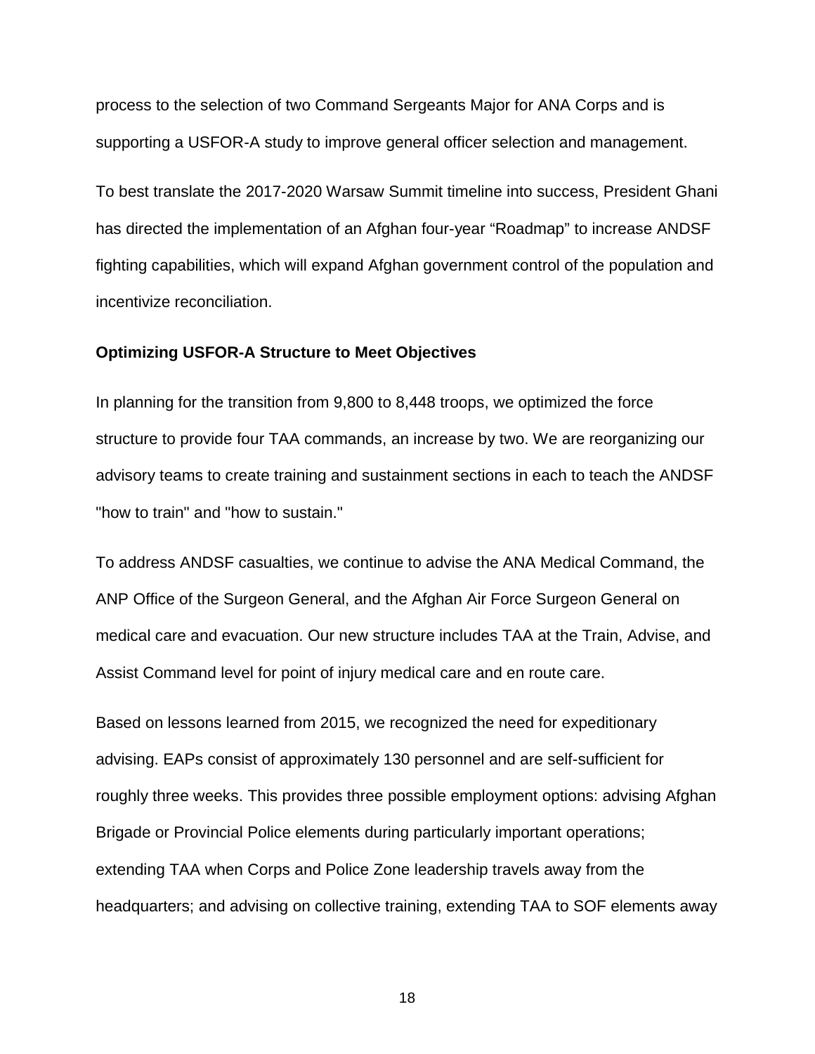process to the selection of two Command Sergeants Major for ANA Corps and is supporting a USFOR-A study to improve general officer selection and management.

To best translate the 2017-2020 Warsaw Summit timeline into success, President Ghani has directed the implementation of an Afghan four-year "Roadmap" to increase ANDSF fighting capabilities, which will expand Afghan government control of the population and incentivize reconciliation.

**Optimizing USFOR-A Structure to Meet Objectives**

In planning for the transition from 9,800 to 8,448 troops, we optimized the force structure to provide four TAA commands, an increase by two. We are reorganizing our advisory teams to create training and sustainment sections in each to teach the ANDSF "how to train" and "how to sustain."

To address ANDSF casualties, we continue to advise the ANA Medical Command, the ANP Office of the Surgeon General, and the Afghan Air Force Surgeon General on medical care and evacuation. Our new structure includes TAA at the Train, Advise, and Assist Command level for point of injury medical care and en route care.

Based on lessons learned from 2015, we recognized the need for expeditionary advising. EAPs consist of approximately 130 personnel and are self-sufficient for roughly three weeks. This provides three possible employment options: advising Afghan Brigade or Provincial Police elements during particularly important operations; extending TAA when Corps and Police Zone leadership travels away from the headquarters; and advising on collective training, extending TAA to SOF elements away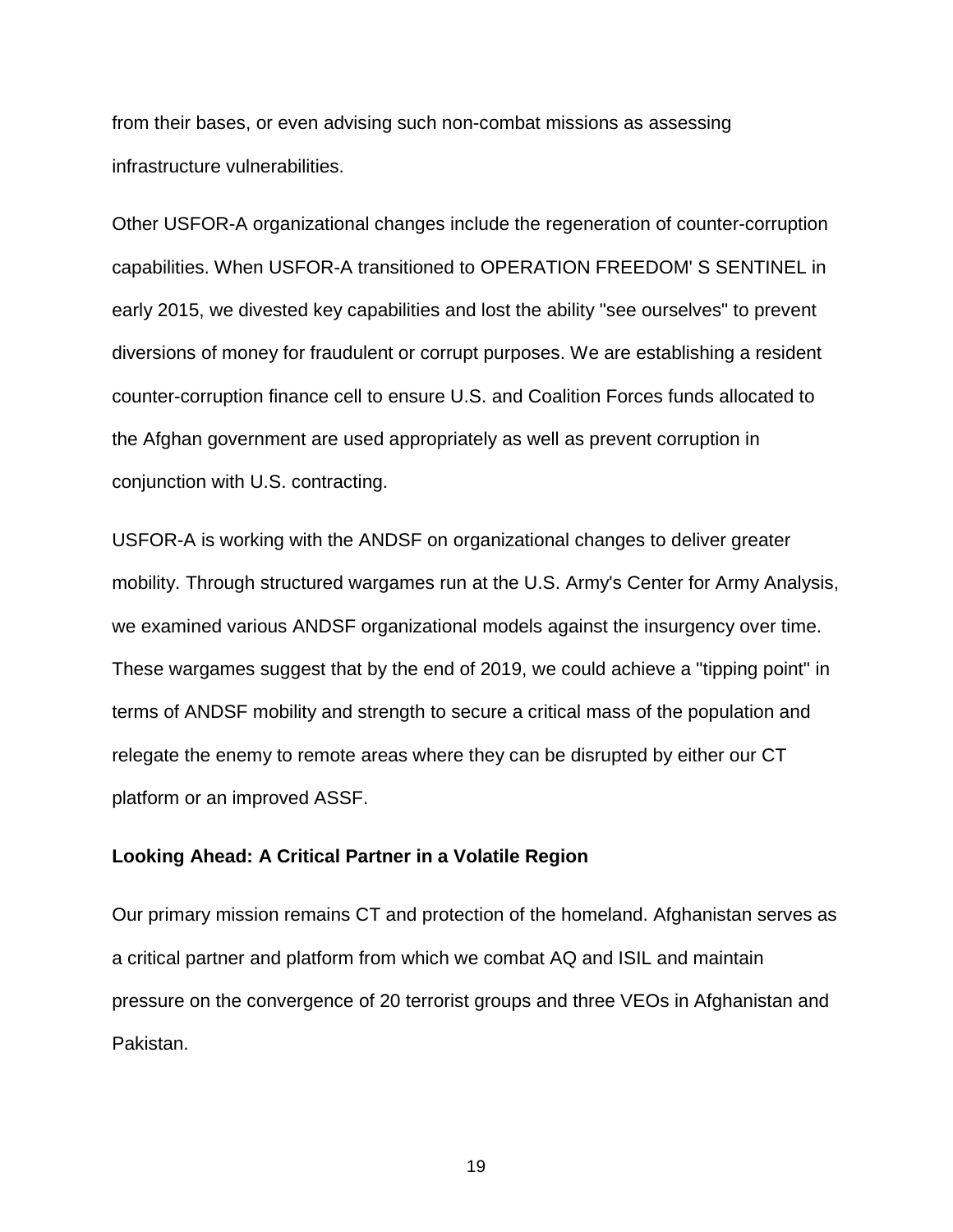from their bases, or even advising such non-combat missions as assessing infrastructure vulnerabilities.

Other USFOR-A organizational changes include the regeneration of counter-corruption capabilities. When USFOR-A transitioned to OPERATION FREEDOM' S SENTINEL in early 2015, we divested key capabilities and lost the ability "see ourselves" to prevent diversions of money for fraudulent or corrupt purposes. We are establishing a resident counter-corruption finance cell to ensure U.S. and Coalition Forces funds allocated to the Afghan government are used appropriately as well as prevent corruption in conjunction with U.S. contracting.

USFOR-A is working with the ANDSF on organizational changes to deliver greater mobility. Through structured wargames run at the U.S. Army's Center for Army Analysis, we examined various ANDSF organizational models against the insurgency over time. These wargames suggest that by the end of 2019, we could achieve a "tipping point" in terms of ANDSF mobility and strength to secure a critical mass of the population and relegate the enemy to remote areas where they can be disrupted by either our CT platform or an improved ASSF.

**Looking Ahead: A Critical Partner in a Volatile Region**

Our primary mission remains CT and protection of the homeland. Afghanistan serves as a critical partner and platform from which we combat AQ and ISIL and maintain pressure on the convergence of 20 terrorist groups and three VEOs in Afghanistan and Pakistan.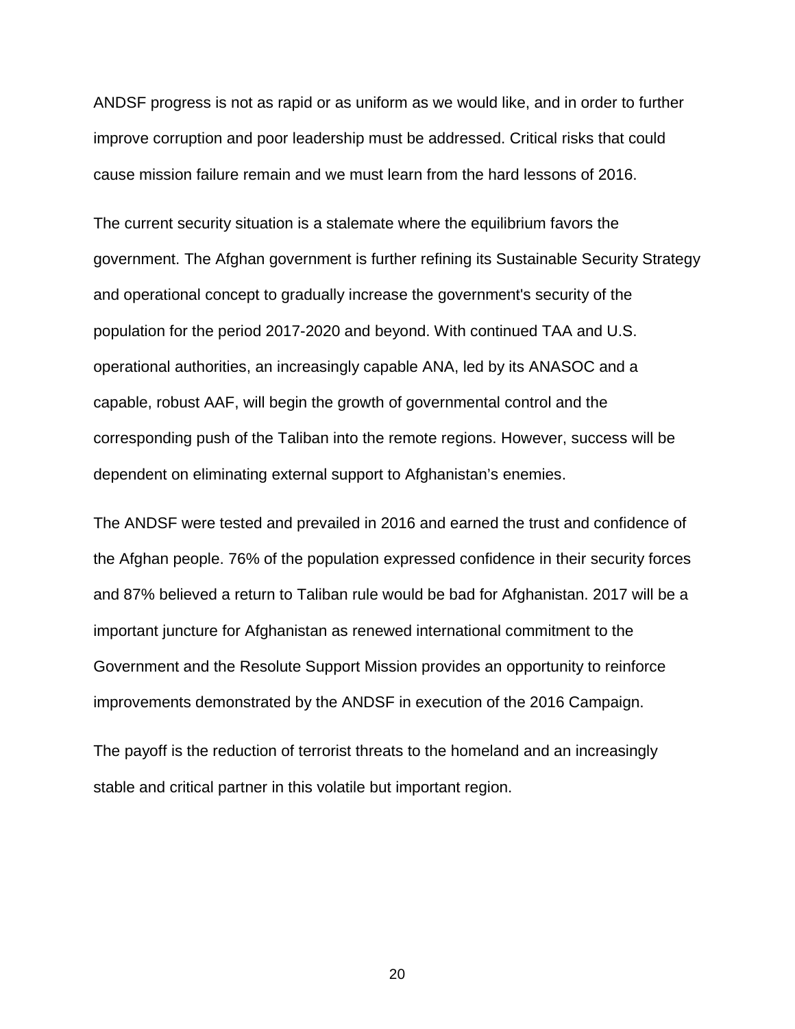ANDSF progress is not as rapid or as uniform as we would like, and in order to further improve corruption and poor leadership must be addressed. Critical risks that could cause mission failure remain and we must learn from the hard lessons of 2016.

The current security situation is a stalemate where the equilibrium favors the government. The Afghan government is further refining its Sustainable Security Strategy and operational concept to gradually increase the government's security of the population for the period 2017-2020 and beyond. With continued TAA and U.S. operational authorities, an increasingly capable ANA, led by its ANASOC and a capable, robust AAF, will begin the growth of governmental control and the corresponding push of the Taliban into the remote regions. However, success will be dependent on eliminating external support to Afghanistan's enemies.

The ANDSF were tested and prevailed in 2016 and earned the trust and confidence of the Afghan people. 76% of the population expressed confidence in their security forces and 87% believed a return to Taliban rule would be bad for Afghanistan. 2017 will be a important juncture for Afghanistan as renewed international commitment to the Government and the Resolute Support Mission provides an opportunity to reinforce improvements demonstrated by the ANDSF in execution of the 2016 Campaign.

The payoff is the reduction of terrorist threats to the homeland and an increasingly stable and critical partner in this volatile but important region.